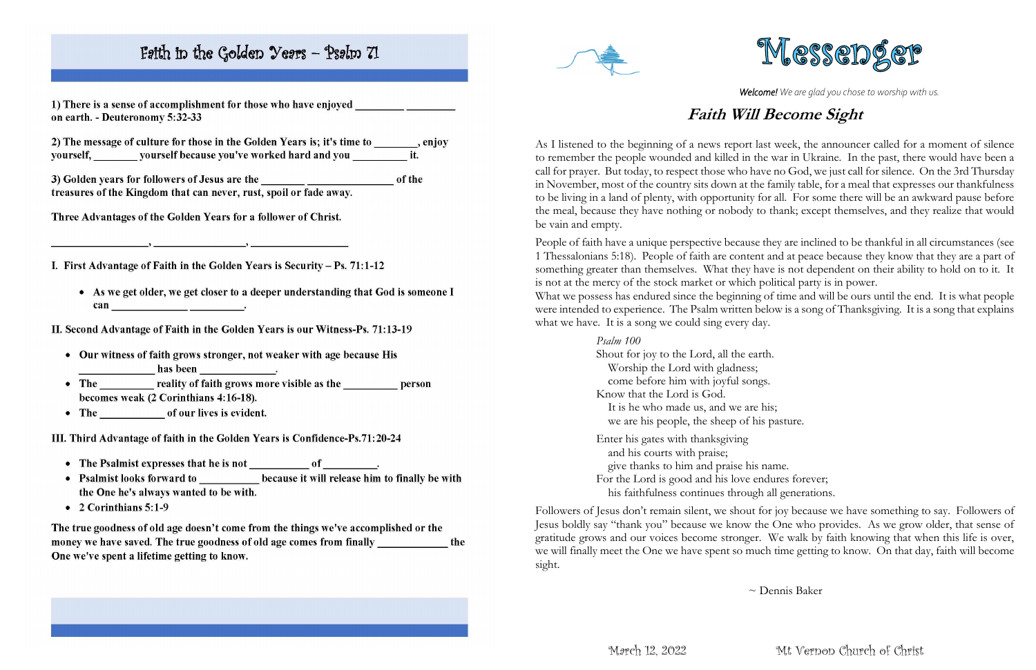## Faith in the Golden Years – Psalm 71

1) There is a sense of accomplishment for those who have enjoyed _________ _________ on earth. - Deuteronomy 5:32-33

2) The message of culture for those in the Golden Years is; it's time to ________, enjoy yourself, ________ yourself because you've worked hard and you __________ it.

3) Golden years for followers of Jesus are the ________ ________________ of the treasures of the Kingdom that can never, rust, spoil or fade away.

Three Advantages of the Golden Years for a follower of Christ.

_________________, ________________, _________________

I. First Advantage of Faith in the Golden Years is Security – Ps. 71:1-12

- As we get older, we get closer to a deeper understanding that God is someone I can ______________ __________.

II. Second Advantage of Faith in the Golden Years is our Witness-Ps. 71:13-19

- Our witness of faith grows stronger, not weaker with age because His ______________ has been ______________.
- The __________ reality of faith grows more visible as the __________ person becomes weak (2 Corinthians 4:16-18).
- The ____________ of our lives is evident.

III. Third Advantage of faith in the Golden Years is Confidence-Ps.71:20-24

- The Psalmist expresses that he is not ___________ of __________.
- Psalmist looks forward to ___________ because it will release him to finally be with the One he's always wanted to be with.
- 2 Corinthians 5:1-9

The true goodness of old age doesn't come from the things we've accomplished or the money we have saved. The true goodness of old age comes from finally ____________ the One we've spent a lifetime getting to know.

# Messenger

***Welcome!*** *We are glad you chose to worship with us.*

## *Faith Will Become Sight*

As I listened to the beginning of a news report last week, the announcer called for a moment of silence to remember the people wounded and killed in the war in Ukraine. In the past, there would have been a call for prayer. But today, to respect those who have no God, we just call for silence. On the 3rd Thursday in November, most of the country sits down at the family table, for a meal that expresses our thankfulness to be living in a land of plenty, with opportunity for all. For some there will be an awkward pause before the meal, because they have nothing or nobody to thank; except themselves, and they realize that would be vain and empty.

People of faith have a unique perspective because they are inclined to be thankful in all circumstances (see 1 Thessalonians 5:18). People of faith are content and at peace because they know that they are a part of something greater than themselves. What they have is not dependent on their ability to hold on to it. It is not at the mercy of the stock market or which political party is in power.
What we possess has endured since the beginning of time and will be ours until the end. It is what people were intended to experience. The Psalm written below is a song of Thanksgiving. It is a song that explains what we have. It is a song we could sing every day.

*Psalm 100*
Shout for joy to the Lord, all the earth.
Worship the Lord with gladness;
come before him with joyful songs.
Know that the Lord is God.
It is he who made us, and we are his;
we are his people, the sheep of his pasture.

Enter his gates with thanksgiving
and his courts with praise;
give thanks to him and praise his name.
For the Lord is good and his love endures forever;
his faithfulness continues through all generations.

Followers of Jesus don't remain silent, we shout for joy because we have something to say. Followers of Jesus boldly say "thank you" because we know the One who provides. As we grow older, that sense of gratitude grows and our voices become stronger. We walk by faith knowing that when this life is over, we will finally meet the One we have spent so much time getting to know. On that day, faith will become sight.

~ Dennis Baker

March 12, 2022 Mt Vernon Church of Christ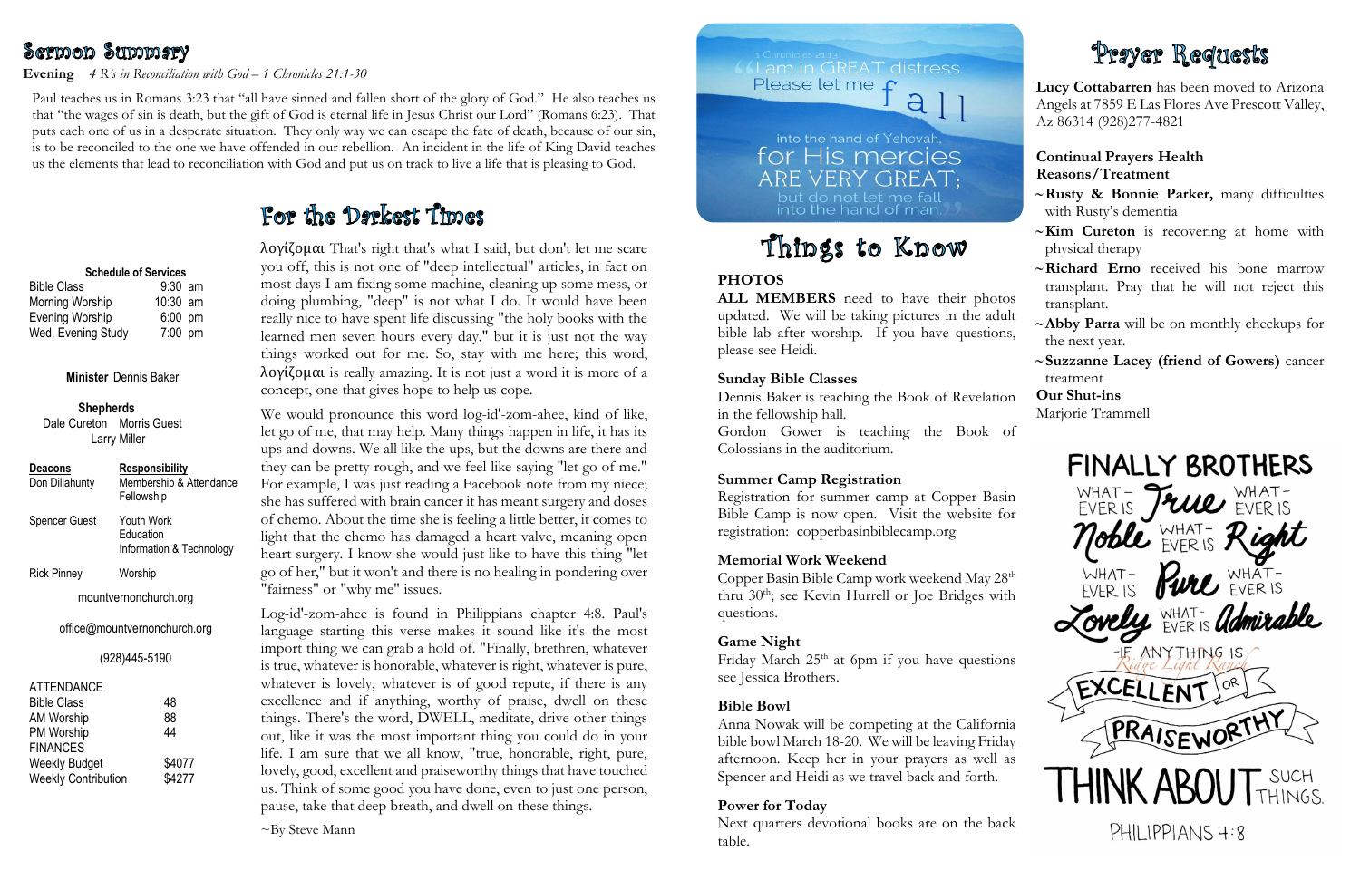# Sermon Summary

**Evening** *4 R's in Reconciliation with God – 1 Chronicles 21:1-30*

Paul teaches us in Romans 3:23 that "all have sinned and fallen short of the glory of God." He also teaches us that "the wages of sin is death, but the gift of God is eternal life in Jesus Christ our Lord" (Romans 6:23). That puts each one of us in a desperate situation. They only way we can escape the fate of death, because of our sin, is to be reconciled to the one we have offended in our rebellion. An incident in the life of King David teaches us the elements that lead to reconciliation with God and put us on track to live a life that is pleasing to God.

**Schedule of Services**

| | |
|---|---|
| Bible Class | 9:30 am |
| Morning Worship | 10:30 am |
| Evening Worship | 6:00 pm |
| Wed. Evening Study | 7:00 pm |

**Minister** Dennis Baker

**Shepherds**
Dale Cureton Morris Guest
Larry Miller

| Deacons | Responsibility |
|---|---|
| Don Dillahunty | Membership & Attendance Fellowship |
| Spencer Guest | Youth Work Education Information & Technology |
| Rick Pinney | Worship |

mountvernonchurch.org

office@mountvernonchurch.org

(928)445-5190

| | |
|---|---|
| ATTENDANCE | |
| Bible Class | 48 |
| AM Worship | 88 |
| PM Worship | 44 |
| FINANCES | |
| Weekly Budget | $4077 |
| Weekly Contribution | $4277 |

# For the Darkest Times

λογίζομαι That's right that's what I said, but don't let me scare you off, this is not one of "deep intellectual" articles, in fact on most days I am fixing some machine, cleaning up some mess, or doing plumbing, "deep" is not what I do. It would have been really nice to have spent life discussing "the holy books with the learned men seven hours every day," but is just not the way things worked out for me. So, stay with me here; this word, λογίζομαι is really amazing. It is not just a word it is more of a concept, one that gives hope to help us cope.

We would pronounce this word log-id'-zom-ahee, kind of like, let go of me, that may help. Many things happen in life, it has its ups and downs. We all like the ups, but the downs are there and they can be pretty rough, and we feel like saying "let go of me." For example, I was just reading a Facebook note from my niece; she has suffered with brain cancer it has meant surgery and doses of chemo. About the time she is feeling a little better, it comes to light that the chemo has damaged a heart valve, meaning open heart surgery. I know she would just like to have this thing "let go of her," but it won't and there is no healing in pondering over "fairness" or "why me" issues.

Log-id'-zom-ahee is found in Philippians chapter 4:8. Paul's language starting this verse makes it sound like it's the most import thing we can grab a hold of. "Finally, brethren, whatever is true, whatever is honorable, whatever is right, whatever is pure, whatever is lovely, whatever is of good repute, if there is any excellence and if anything, worthy of praise, dwell on these things. There's the word, DWELL, meditate, drive other things out, like it was the most important thing you could do in your life. I am sure that we all know, "true, honorable, right, pure, lovely, good, excellent and praiseworthy things that have touched us. Think of some good you have done, even to just one person, pause, take that deep breath, and dwell on these things.

~By Steve Mann

1 Chronicles 21:13
"I am in GREAT distress. Please let me fall into the hand of Yehovah, for His mercies ARE VERY GREAT; but do not let me fall into the hand of man."

# Things to Know

### PHOTOS

**ALL MEMBERS** need to have their photos updated. We will be taking pictures in the adult bible lab after worship. If you have questions, please see Heidi.

### Sunday Bible Classes

Dennis Baker is teaching the Book of Revelation in the fellowship hall.
Gordon Gower is teaching the Book of Colossians in the auditorium.

### Summer Camp Registration

Registration for summer camp at Copper Basin Bible Camp is now open. Visit the website for registration: copperbasinbiblecamp.org

### Memorial Work Weekend

Copper Basin Bible Camp work weekend May 28th thru 30th; see Kevin Hurrell or Joe Bridges with questions.

### Game Night

Friday March 25th at 6pm if you have questions see Jessica Brothers.

### Bible Bowl

Anna Nowak will be competing at the California bible bowl March 18-20. We will be leaving Friday afternoon. Keep her in your prayers as well as Spencer and Heidi as we travel back and forth.

### Power for Today

Next quarters devotional books are on the back table.

# Prayer Requests

**Lucy Cottabarren** has been moved to Arizona Angels at 7859 E Las Flores Ave Prescott Valley, Az 86314 (928)277-4821

**Continual Prayers Health Reasons/Treatment**

- **Rusty & Bonnie Parker,** many difficulties with Rusty's dementia
- **Kim Cureton** is recovering at home with physical therapy
- **Richard Erno** received his bone marrow transplant. Pray that he will not reject this transplant.
- **Abby Parra** will be on monthly checkups for the next year.
- **Suzzanne Lacey (friend of Gowers)** cancer treatment

**Our Shut-ins**
Marjorie Trammell

FINALLY BROTHERS WHATEVER IS True WHATEVER IS Noble WHATEVER IS Right WHATEVER IS Pure WHATEVER IS Lovely WHATEVER IS Admirable IF ANYTHING IS EXCELLENT OR PRAISEWORTHY THINK ABOUT SUCH THINGS. PHILIPPIANS 4:8